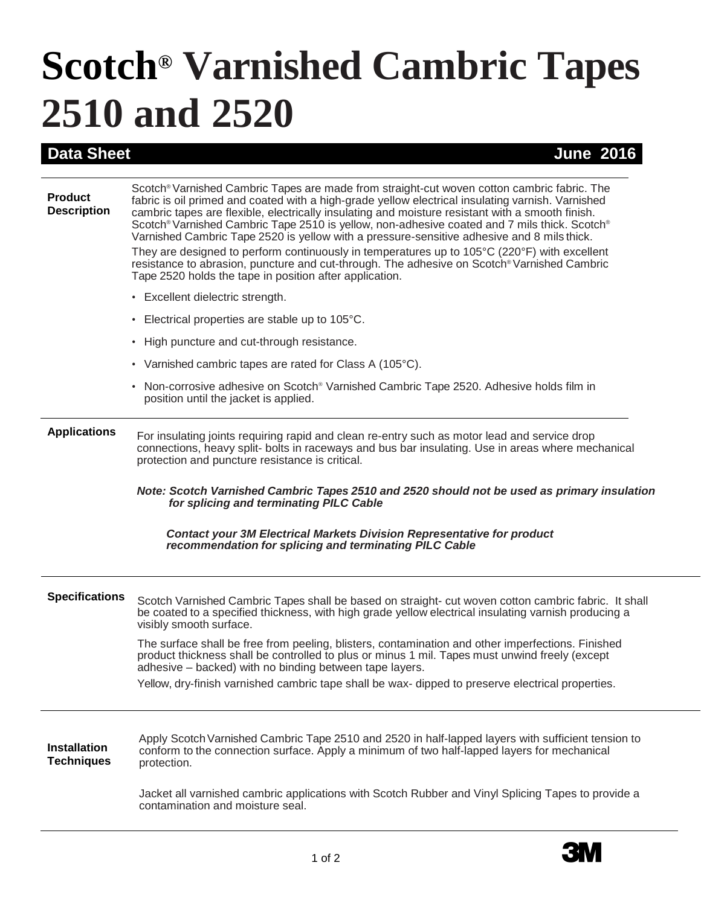# Scotch® Varnished Cambric Tapes 2510 and 2520

**Data Sheet** **June 2016**

## Product Description

Scotch® Varnished Cambric Tapes are made from straight-cut woven cotton cambric fabric. The fabric is oil primed and coated with a high-grade yellow electrical insulating varnish. Varnished cambric tapes are flexible, electrically insulating and moisture resistant with a smooth finish. Scotch® Varnished Cambric Tape 2510 is yellow, non-adhesive coated and 7 mils thick. Scotch® Varnished Cambric Tape 2520 is yellow with a pressure-sensitive adhesive and 8 mils thick.

They are designed to perform continuously in temperatures up to 105°C (220°F) with excellent resistance to abrasion, puncture and cut-through. The adhesive on Scotch® Varnished Cambric Tape 2520 holds the tape in position after application.

- Excellent dielectric strength.
- Electrical properties are stable up to 105°C.
- High puncture and cut-through resistance.
- Varnished cambric tapes are rated for Class A (105°C).
- Non-corrosive adhesive on Scotch® Varnished Cambric Tape 2520. Adhesive holds film in position until the jacket is applied.

## Applications

For insulating joints requiring rapid and clean re-entry such as motor lead and service drop connections, heavy split- bolts in raceways and bus bar insulating. Use in areas where mechanical protection and puncture resistance is critical.

***Note: Scotch Varnished Cambric Tapes 2510 and 2520 should not be used as primary insulation for splicing and terminating PILC Cable***

***Contact your 3M Electrical Markets Division Representative for product recommendation for splicing and terminating PILC Cable***

## Specifications

Scotch Varnished Cambric Tapes shall be based on straight- cut woven cotton cambric fabric. It shall be coated to a specified thickness, with high grade yellow electrical insulating varnish producing a visibly smooth surface.

The surface shall be free from peeling, blisters, contamination and other imperfections. Finished product thickness shall be controlled to plus or minus 1 mil. Tapes must unwind freely (except adhesive – backed) with no binding between tape layers.

Yellow, dry-finish varnished cambric tape shall be wax- dipped to preserve electrical properties.

## Installation Techniques

Apply Scotch Varnished Cambric Tape 2510 and 2520 in half-lapped layers with sufficient tension to conform to the connection surface. Apply a minimum of two half-lapped layers for mechanical protection.

Jacket all varnished cambric applications with Scotch Rubber and Vinyl Splicing Tapes to provide a contamination and moisture seal.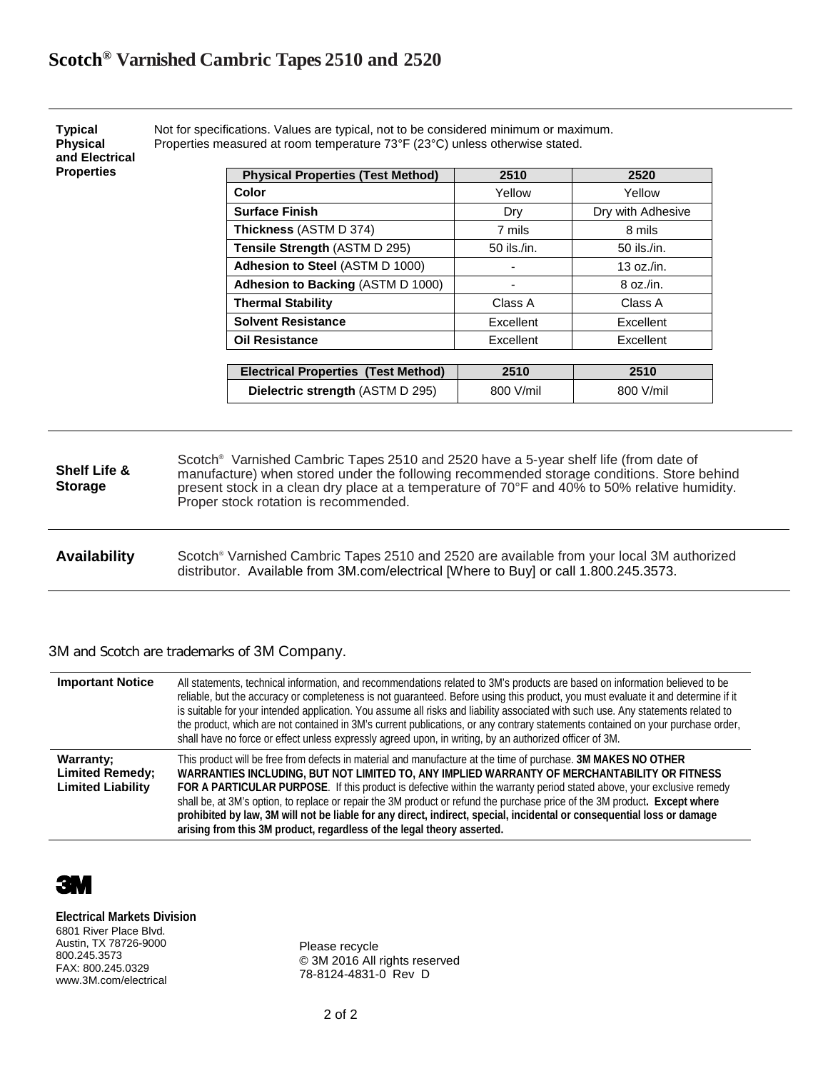# Scotch® Varnished Cambric Tapes 2510 and 2520

**Typical Physical and Electrical Properties**

Not for specifications. Values are typical, not to be considered minimum or maximum. Properties measured at room temperature 73°F (23°C) unless otherwise stated.

| Physical Properties (Test Method) | 2510 | 2520 |
|---|---|---|
| **Color** | Yellow | Yellow |
| **Surface Finish** | Dry | Dry with Adhesive |
| **Thickness** (ASTM D 374) | 7 mils | 8 mils |
| **Tensile Strength** (ASTM D 295) | 50 ils./in. | 50 ils./in. |
| **Adhesion to Steel** (ASTM D 1000) | - | 13 oz./in. |
| **Adhesion to Backing** (ASTM D 1000) | - | 8 oz./in. |
| **Thermal Stability** | Class A | Class A |
| **Solvent Resistance** | Excellent | Excellent |
| **Oil Resistance** | Excellent | Excellent |

| Electrical Properties (Test Method) | 2510 | 2510 |
|---|---|---|
| **Dielectric strength** (ASTM D 295) | 800 V/mil | 800 V/mil |

**Shelf Life & Storage**

Scotch® Varnished Cambric Tapes 2510 and 2520 have a 5-year shelf life (from date of manufacture) when stored under the following recommended storage conditions. Store behind present stock in a clean dry place at a temperature of 70°F and 40% to 50% relative humidity. Proper stock rotation is recommended.

**Availability**

Scotch® Varnished Cambric Tapes 2510 and 2520 are available from your local 3M authorized distributor. Available from 3M.com/electrical [Where to Buy] or call 1.800.245.3573.

3M and Scotch are trademarks of 3M Company.

**Important Notice**

All statements, technical information, and recommendations related to 3M's products are based on information believed to be reliable, but the accuracy or completeness is not guaranteed. Before using this product, you must evaluate it and determine if it is suitable for your intended application. You assume all risks and liability associated with such use. Any statements related to the product, which are not contained in 3M's current publications, or any contrary statements contained on your purchase order, shall have no force or effect unless expressly agreed upon, in writing, by an authorized officer of 3M.

**Warranty; Limited Remedy; Limited Liability**

This product will be free from defects in material and manufacture at the time of purchase. **3M MAKES NO OTHER WARRANTIES INCLUDING, BUT NOT LIMITED TO, ANY IMPLIED WARRANTY OF MERCHANTABILITY OR FITNESS FOR A PARTICULAR PURPOSE**. If this product is defective within the warranty period stated above, your exclusive remedy shall be, at 3M's option, to replace or repair the 3M product or refund the purchase price of the 3M product**. Except where prohibited by law, 3M will not be liable for any direct, indirect, special, incidental or consequential loss or damage arising from this 3M product, regardless of the legal theory asserted.**

3M

**Electrical Markets Division**
6801 River Place Blvd.
Austin, TX 78726-9000
800.245.3573
FAX: 800.245.0329
www.3M.com/electrical

Please recycle
© 3M 2016 All rights reserved
78-8124-4831-0 Rev D